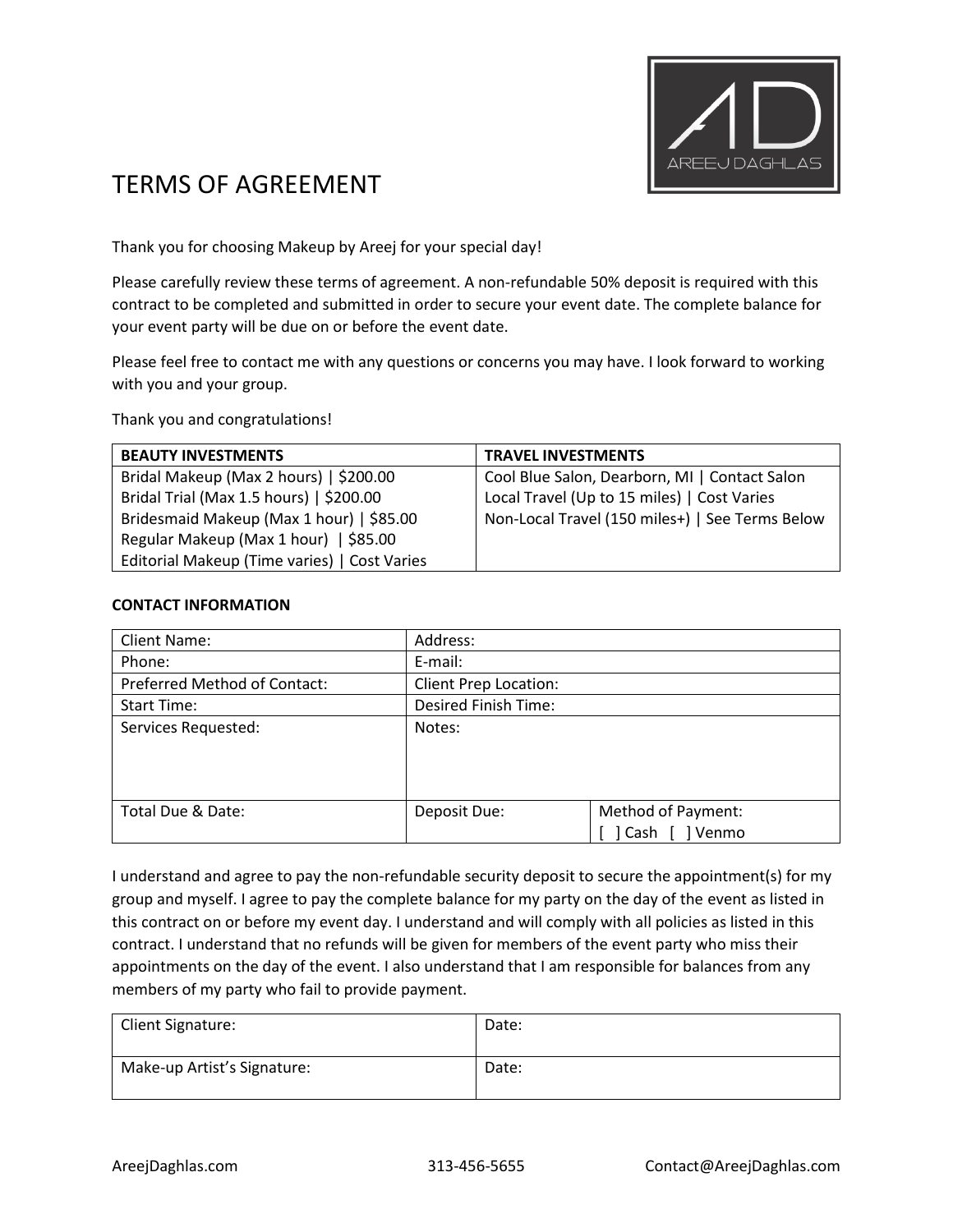AREEJ DAGHLAS

# TERMS OF AGREEMENT

Thank you for choosing Makeup by Areej for your special day!

Please carefully review these terms of agreement. A non-refundable 50% deposit is required with this contract to be completed and submitted in order to secure your event date. The complete balance for your event party will be due on or before the event date.

Please feel free to contact me with any questions or concerns you may have. I look forward to working with you and your group.

Thank you and congratulations!

| **BEAUTY INVESTMENTS** | **TRAVEL INVESTMENTS** |
|---|---|
| Bridal Makeup (Max 2 hours) \| $200.00 | Cool Blue Salon, Dearborn, MI \| Contact Salon |
| Bridal Trial (Max 1.5 hours) \| $200.00 | Local Travel (Up to 15 miles) \| Cost Varies |
| Bridesmaid Makeup (Max 1 hour) \| $85.00 | Non-Local Travel (150 miles+) \| See Terms Below |
| Regular Makeup (Max 1 hour) \| $85.00 | |
| Editorial Makeup (Time varies) \| Cost Varies | |

**CONTACT INFORMATION**

| Client Name: | Address: | |
|---|---|---|
| Phone: | E-mail: | |
| Preferred Method of Contact: | Client Prep Location: | |
| Start Time: | Desired Finish Time: | |
| Services Requested: | Notes: | |
| Total Due & Date: | Deposit Due: | Method of Payment: [ ] Cash [ ] Venmo |

I understand and agree to pay the non-refundable security deposit to secure the appointment(s) for my group and myself. I agree to pay the complete balance for my party on the day of the event as listed in this contract on or before my event day. I understand and will comply with all policies as listed in this contract. I understand that no refunds will be given for members of the event party who miss their appointments on the day of the event. I also understand that I am responsible for balances from any members of my party who fail to provide payment.

| Client Signature: | Date: |
|---|---|
| Make-up Artist's Signature: | Date: |

AreejDaghlas.com 313-456-5655 Contact@AreejDaghlas.com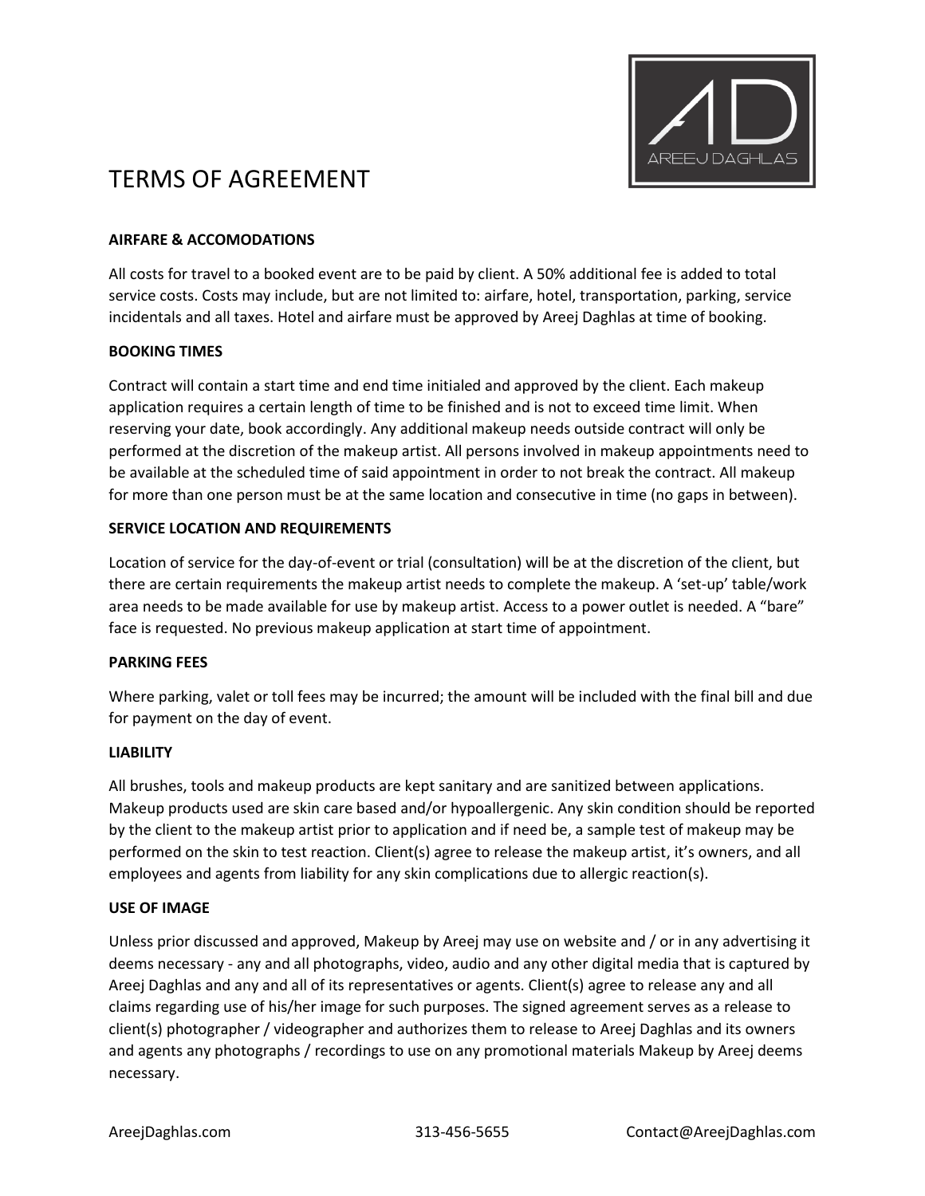# TERMS OF AGREEMENT

**AIRFARE & ACCOMODATIONS**

All costs for travel to a booked event are to be paid by client. A 50% additional fee is added to total service costs. Costs may include, but are not limited to: airfare, hotel, transportation, parking, service incidentals and all taxes. Hotel and airfare must be approved by Areej Daghlas at time of booking.

**BOOKING TIMES**

Contract will contain a start time and end time initialed and approved by the client. Each makeup application requires a certain length of time to be finished and is not to exceed time limit. When reserving your date, book accordingly. Any additional makeup needs outside contract will only be performed at the discretion of the makeup artist. All persons involved in makeup appointments need to be available at the scheduled time of said appointment in order to not break the contract. All makeup for more than one person must be at the same location and consecutive in time (no gaps in between).

**SERVICE LOCATION AND REQUIREMENTS**

Location of service for the day-of-event or trial (consultation) will be at the discretion of the client, but there are certain requirements the makeup artist needs to complete the makeup. A 'set-up' table/work area needs to be made available for use by makeup artist. Access to a power outlet is needed. A "bare" face is requested. No previous makeup application at start time of appointment.

**PARKING FEES**

Where parking, valet or toll fees may be incurred; the amount will be included with the final bill and due for payment on the day of event.

**LIABILITY**

All brushes, tools and makeup products are kept sanitary and are sanitized between applications. Makeup products used are skin care based and/or hypoallergenic. Any skin condition should be reported by the client to the makeup artist prior to application and if need be, a sample test of makeup may be performed on the skin to test reaction. Client(s) agree to release the makeup artist, it's owners, and all employees and agents from liability for any skin complications due to allergic reaction(s).

**USE OF IMAGE**

Unless prior discussed and approved, Makeup by Areej may use on website and / or in any advertising it deems necessary - any and all photographs, video, audio and any other digital media that is captured by Areej Daghlas and any and all of its representatives or agents. Client(s) agree to release any and all claims regarding use of his/her image for such purposes. The signed agreement serves as a release to client(s) photographer / videographer and authorizes them to release to Areej Daghlas and its owners and agents any photographs / recordings to use on any promotional materials Makeup by Areej deems necessary.

AreejDaghlas.com 313-456-5655 Contact@AreejDaghlas.com